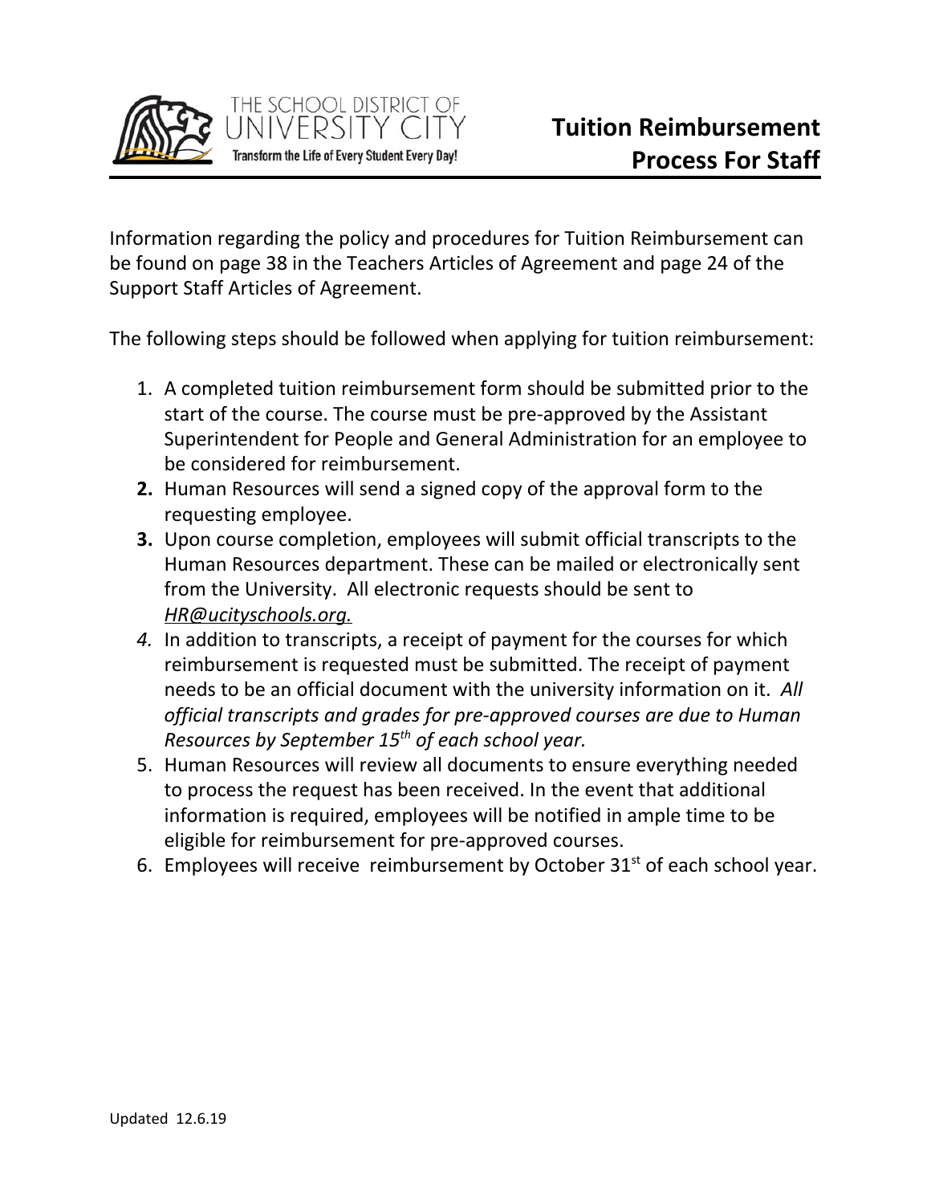THE SCHOOL DISTRICT OF UNIVERSITY CITY

Transform the Life of Every Student Every Day!

# Tuition Reimbursement Process For Staff

Information regarding the policy and procedures for Tuition Reimbursement can be found on page 38 in the Teachers Articles of Agreement and page 24 of the Support Staff Articles of Agreement.

The following steps should be followed when applying for tuition reimbursement:

1. A completed tuition reimbursement form should be submitted prior to the start of the course. The course must be pre-approved by the Assistant Superintendent for People and General Administration for an employee to be considered for reimbursement.
2. Human Resources will send a signed copy of the approval form to the requesting employee.
3. Upon course completion, employees will submit official transcripts to the Human Resources department. These can be mailed or electronically sent from the University. All electronic requests should be sent to *HR@ucityschools.org.*
4. In addition to transcripts, a receipt of payment for the courses for which reimbursement is requested must be submitted. The receipt of payment needs to be an official document with the university information on it. *All official transcripts and grades for pre-approved courses are due to Human Resources by September 15th of each school year.*
5. Human Resources will review all documents to ensure everything needed to process the request has been received. In the event that additional information is required, employees will be notified in ample time to be eligible for reimbursement for pre-approved courses.
6. Employees will receive reimbursement by October 31st of each school year.

Updated 12.6.19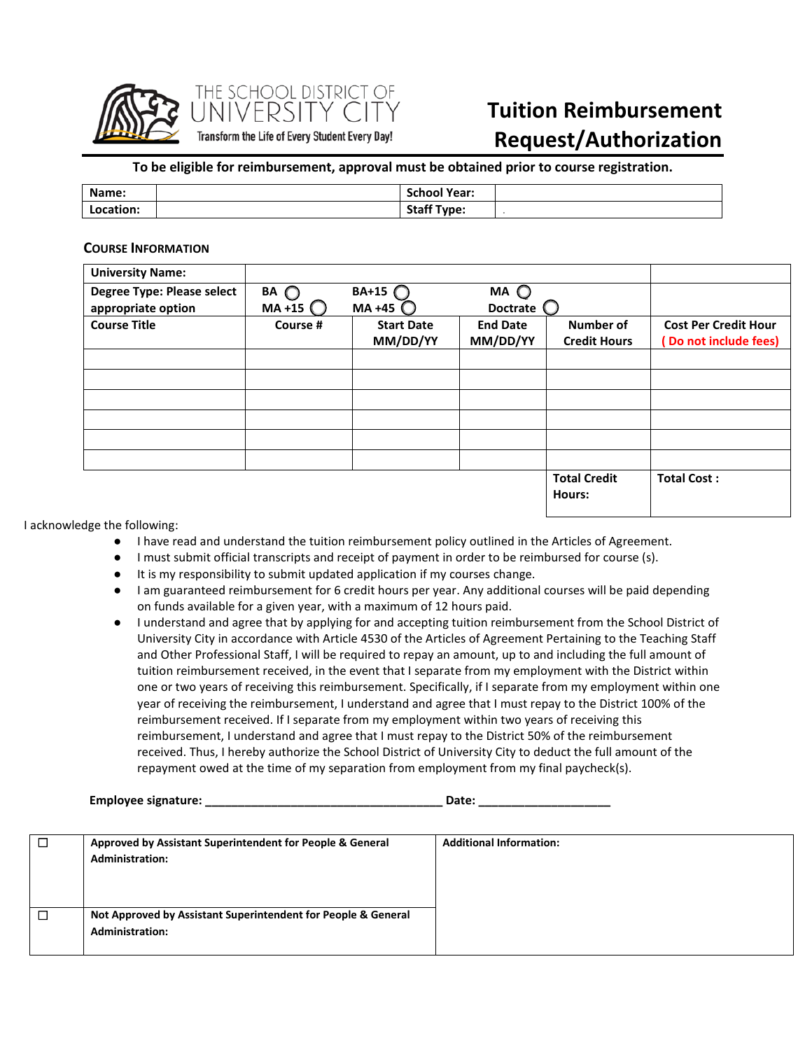THE SCHOOL DISTRICT OF UNIVERSITY CITY

Transform the Life of Every Student Every Day!

# Tuition Reimbursement Request/Authorization

**To be eligible for reimbursement, approval must be obtained prior to course registration.**

| | | | |
|---|---|---|---|
| **Name:** | | **School Year:** | |
| **Location:** | | **Staff Type:** | . |

### COURSE INFORMATION

| | | | | | |
|---|---|---|---|---|---|
| **University Name:** | | | | | |
| **Degree Type: Please select appropriate option** | **BA** ◯ **MA +15** ◯ | **BA+15** ◯ **MA +45** ◯ | **MA** ◯ **Doctrate** ◯ | | |
| **Course Title** | **Course #** | **Start Date MM/DD/YY** | **End Date MM/DD/YY** | **Number of Credit Hours** | **Cost Per Credit Hour ( Do not include fees)** |
| | | | | | |
| | | | | | |
| | | | | | |
| | | | | | |
| | | | | | |
| | | | | | |
| | | | | **Total Credit Hours:** | **Total Cost :** |

I acknowledge the following:

- I have read and understand the tuition reimbursement policy outlined in the Articles of Agreement.
- I must submit official transcripts and receipt of payment in order to be reimbursed for course (s).
- It is my responsibility to submit updated application if my courses change.
- I am guaranteed reimbursement for 6 credit hours per year. Any additional courses will be paid depending on funds available for a given year, with a maximum of 12 hours paid.
- I understand and agree that by applying for and accepting tuition reimbursement from the School District of University City in accordance with Article 4530 of the Articles of Agreement Pertaining to the Teaching Staff and Other Professional Staff, I will be required to repay an amount, up to and including the full amount of tuition reimbursement received, in the event that I separate from my employment with the District within one or two years of receiving this reimbursement. Specifically, if I separate from my employment within one year of receiving the reimbursement, I understand and agree that I must repay to the District 100% of the reimbursement received. If I separate from my employment within two years of receiving this reimbursement, I understand and agree that I must repay to the District 50% of the reimbursement received. Thus, I hereby authorize the School District of University City to deduct the full amount of the repayment owed at the time of my separation from employment from my final paycheck(s).

**Employee signature:** ___________________________________ **Date:** ___________________

| | | |
|---|---|---|
| ☐ | **Approved by Assistant Superintendent for People & General Administration:** | **Additional Information:** |
| ☐ | **Not Approved by Assistant Superintendent for People & General Administration:** | |